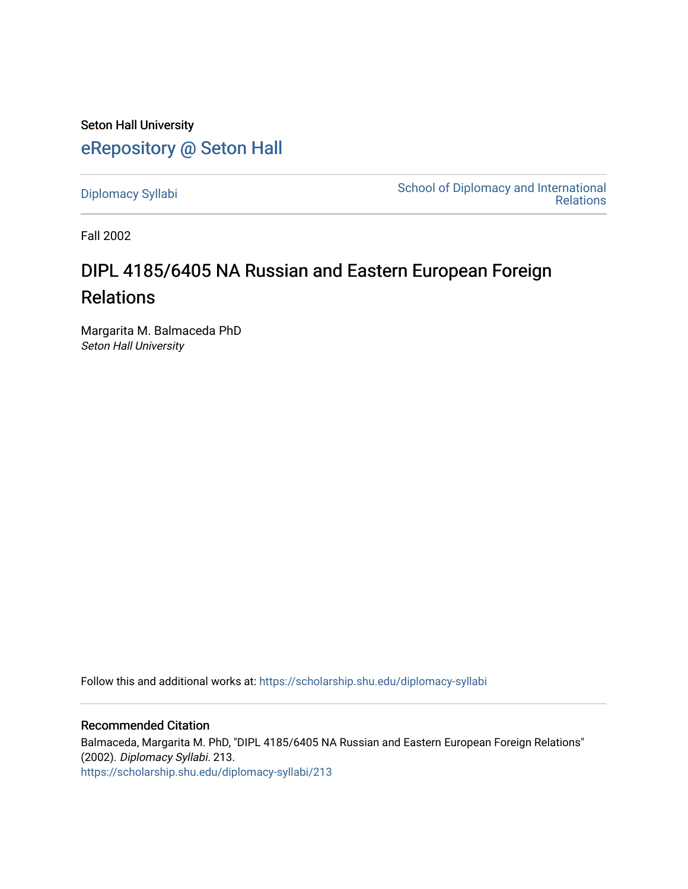Seton Hall University

# eRepository @ Seton Hall

Diplomacy Syllabi

School of Diplomacy and International Relations

Fall 2002

## DIPL 4185/6405 NA Russian and Eastern European Foreign Relations

Margarita M. Balmaceda PhD
*Seton Hall University*

Follow this and additional works at: https://scholarship.shu.edu/diplomacy-syllabi

### Recommended Citation

Balmaceda, Margarita M. PhD, "DIPL 4185/6405 NA Russian and Eastern European Foreign Relations" (2002). *Diplomacy Syllabi*. 213.
https://scholarship.shu.edu/diplomacy-syllabi/213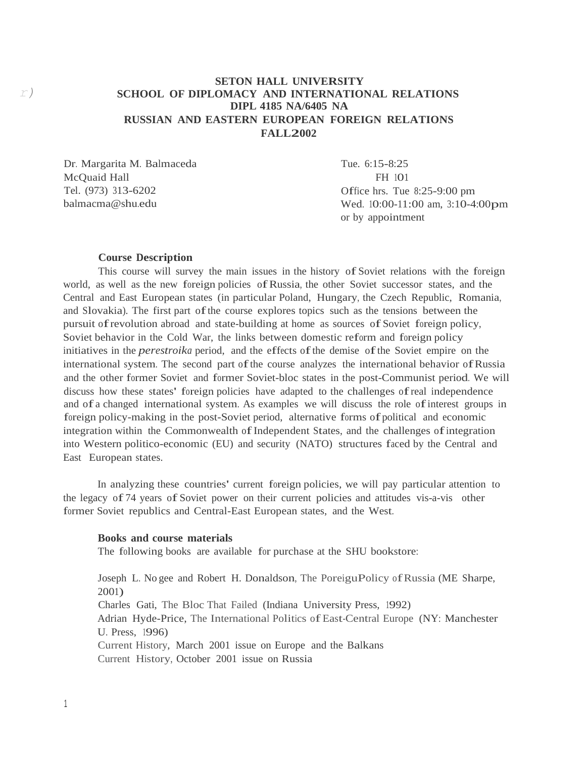**SETON HALL UNIVERSITY**
**SCHOOL OF DIPLOMACY AND INTERNATIONAL RELATIONS**
**DIPL 4185 NA/6405 NA**
**RUSSIAN AND EASTERN EUROPEAN FOREIGN RELATIONS**
**FALL 2002**

Dr. Margarita M. Balmaceda
McQuaid Hall
Tel. (973) 313-6202
balmacma@shu.edu

Tue. 6:15-8:25
FH 101
Office hrs. Tue 8:25-9:00 pm
Wed. 10:00-11:00 am, 3:10-4:00pm
or by appointment

**Course Description**

This course will survey the main issues in the history of Soviet relations with the foreign world, as well as the new foreign policies of Russia, the other Soviet successor states, and the Central and East European states (in particular Poland, Hungary, the Czech Republic, Romania, and Slovakia). The first part of the course explores topics such as the tensions between the pursuit of revolution abroad and state-building at home as sources of Soviet foreign policy, Soviet behavior in the Cold War, the links between domestic reform and foreign policy initiatives in the *perestroika* period, and the effects of the demise of the Soviet empire on the international system. The second part of the course analyzes the international behavior of Russia and the other former Soviet and former Soviet-bloc states in the post-Communist period. We will discuss how these states' foreign policies have adapted to the challenges of real independence and of a changed international system. As examples we will discuss the role of interest groups in foreign policy-making in the post-Soviet period, alternative forms of political and economic integration within the Commonwealth of Independent States, and the challenges of integration into Western politico-economic (EU) and security (NATO) structures faced by the Central and East European states.

In analyzing these countries' current foreign policies, we will pay particular attention to the legacy of 74 years of Soviet power on their current policies and attitudes vis-a-vis other former Soviet republics and Central-East European states, and the West.

**Books and course materials**

The following books are available for purchase at the SHU bookstore:

Joseph L. Nogee and Robert H. Donaldson, The Foreign Policy of Russia (ME Sharpe, 2001)
Charles Gati, The Bloc That Failed (Indiana University Press, 1992)
Adrian Hyde-Price, The International Politics of East-Central Europe (NY: Manchester U. Press, 1996)
Current History, March 2001 issue on Europe and the Balkans
Current History, October 2001 issue on Russia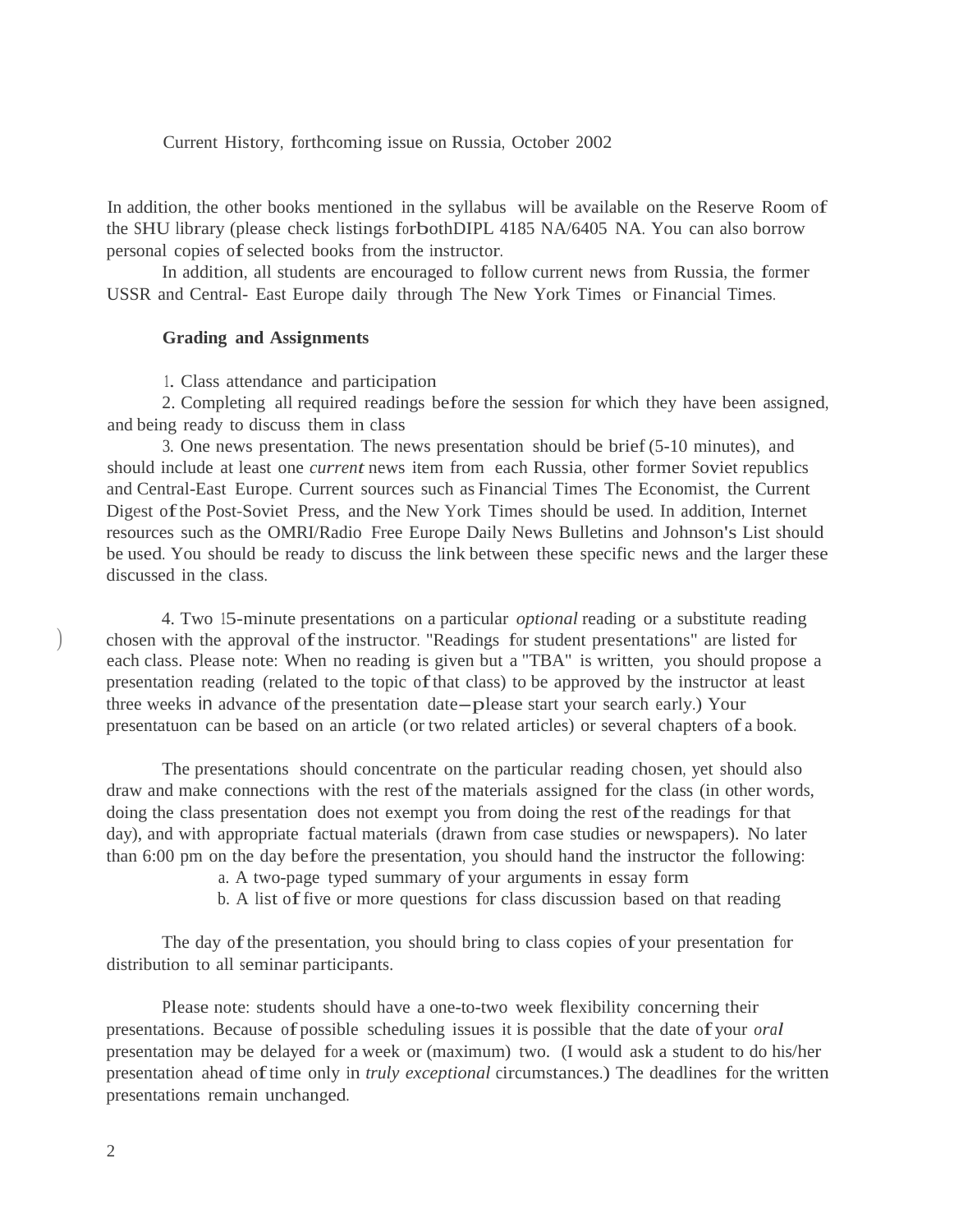Current History, forthcoming issue on Russia, October 2002

In addition, the other books mentioned in the syllabus will be available on the Reserve Room of the SHU library (please check listings forbothDIPL 4185 NA/6405 NA. You can also borrow personal copies of selected books from the instructor.

In addition, all students are encouraged to follow current news from Russia, the former USSR and Central- East Europe daily through The New York Times or Financial Times.

**Grading and Assignments**

1. Class attendance and participation
2. Completing all required readings before the session for which they have been assigned, and being ready to discuss them in class
3. One news presentation. The news presentation should be brief (5-10 minutes), and should include at least one *current* news item from each Russia, other former Soviet republics and Central-East Europe. Current sources such as Financial Times The Economist, the Current Digest of the Post-Soviet Press, and the New York Times should be used. In addition, Internet resources such as the OMRI/Radio Free Europe Daily News Bulletins and Johnson's List should be used. You should be ready to discuss the link between these specific news and the larger these discussed in the class.

4. Two 15-minute presentations on a particular *optional* reading or a substitute reading chosen with the approval of the instructor. "Readings for student presentations" are listed for each class. Please note: When no reading is given but a "TBA" is written, you should propose a presentation reading (related to the topic of that class) to be approved by the instructor at least three weeks in advance of the presentation date—please start your search early.) Your presentatuon can be based on an article (or two related articles) or several chapters of a book.

The presentations should concentrate on the particular reading chosen, yet should also draw and make connections with the rest of the materials assigned for the class (in other words, doing the class presentation does not exempt you from doing the rest of the readings for that day), and with appropriate factual materials (drawn from case studies or newspapers). No later than 6:00 pm on the day before the presentation, you should hand the instructor the following:

a. A two-page typed summary of your arguments in essay form
b. A list of five or more questions for class discussion based on that reading

The day of the presentation, you should bring to class copies of your presentation for distribution to all seminar participants.

Please note: students should have a one-to-two week flexibility concerning their presentations. Because of possible scheduling issues it is possible that the date of your *oral* presentation may be delayed for a week or (maximum) two. (I would ask a student to do his/her presentation ahead of time only in *truly exceptional* circumstances.) The deadlines for the written presentations remain unchanged.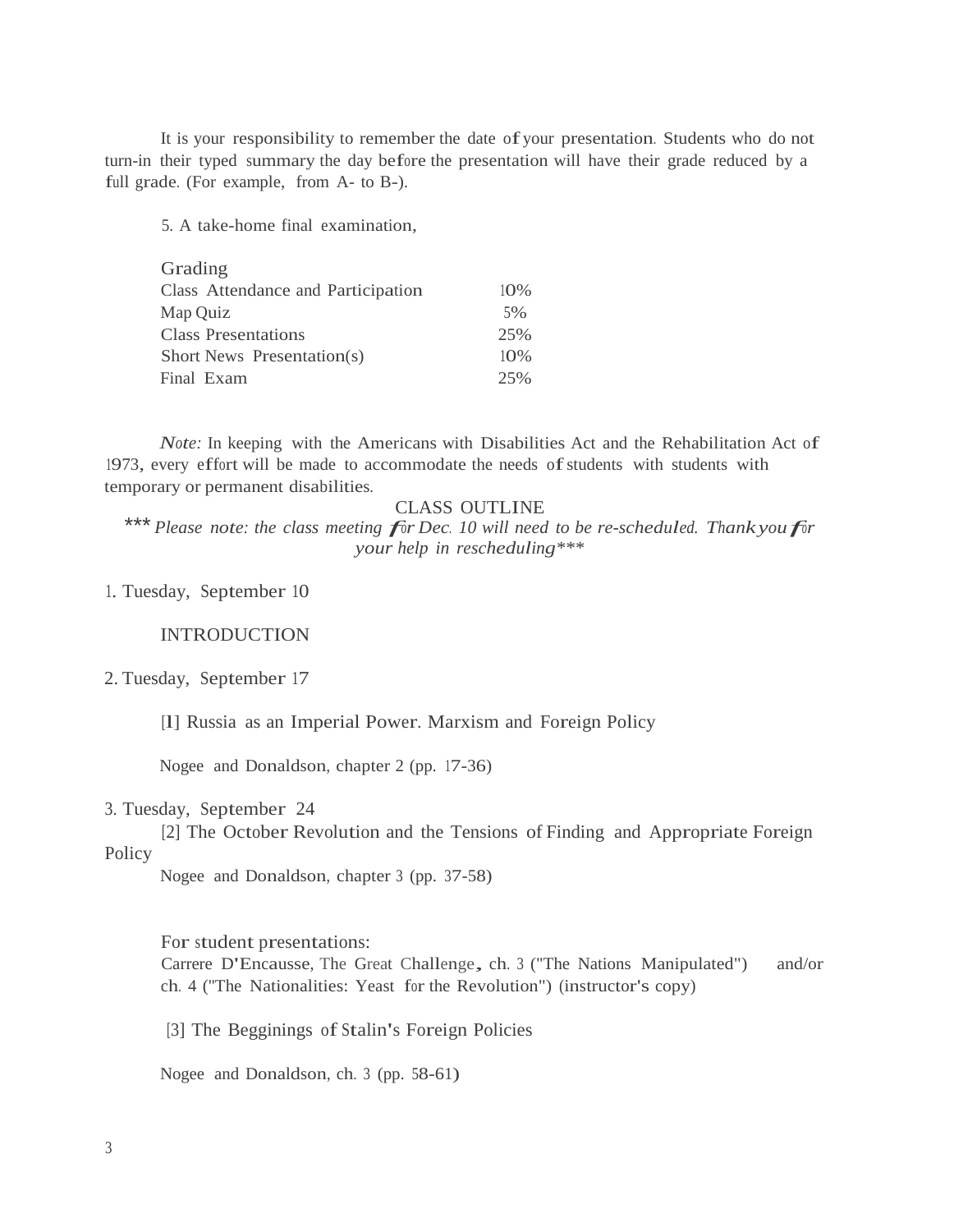It is your responsibility to remember the date of your presentation. Students who do not turn-in their typed summary the day before the presentation will have their grade reduced by a full grade. (For example, from A- to B-).

5. A take-home final examination,

| Grading | |
|---|---|
| Class Attendance and Participation | 10% |
| Map Quiz | 5% |
| Class Presentations | 25% |
| Short News Presentation(s) | 10% |
| Final Exam | 25% |

*Note:* In keeping with the Americans with Disabilities Act and the Rehabilitation Act of 1973, every effort will be made to accommodate the needs of students with students with temporary or permanent disabilities.

## CLASS OUTLINE

*** *Please note: the class meeting for Dec. 10 will need to be re-scheduled. Thank you for your help in rescheduling****

1. Tuesday, September 10

INTRODUCTION

2. Tuesday, September 17

[1] Russia as an Imperial Power. Marxism and Foreign Policy

Nogee and Donaldson, chapter 2 (pp. 17-36)

3. Tuesday, September 24

[2] The October Revolution and the Tensions of Finding and Appropriate Foreign Policy

Nogee and Donaldson, chapter 3 (pp. 37-58)

For student presentations:
Carrere D'Encausse, The Great Challenge, ch. 3 ("The Nations Manipulated") and/or ch. 4 ("The Nationalities: Yeast for the Revolution") (instructor's copy)

[3] The Begginings of Stalin's Foreign Policies

Nogee and Donaldson, ch. 3 (pp. 58-61)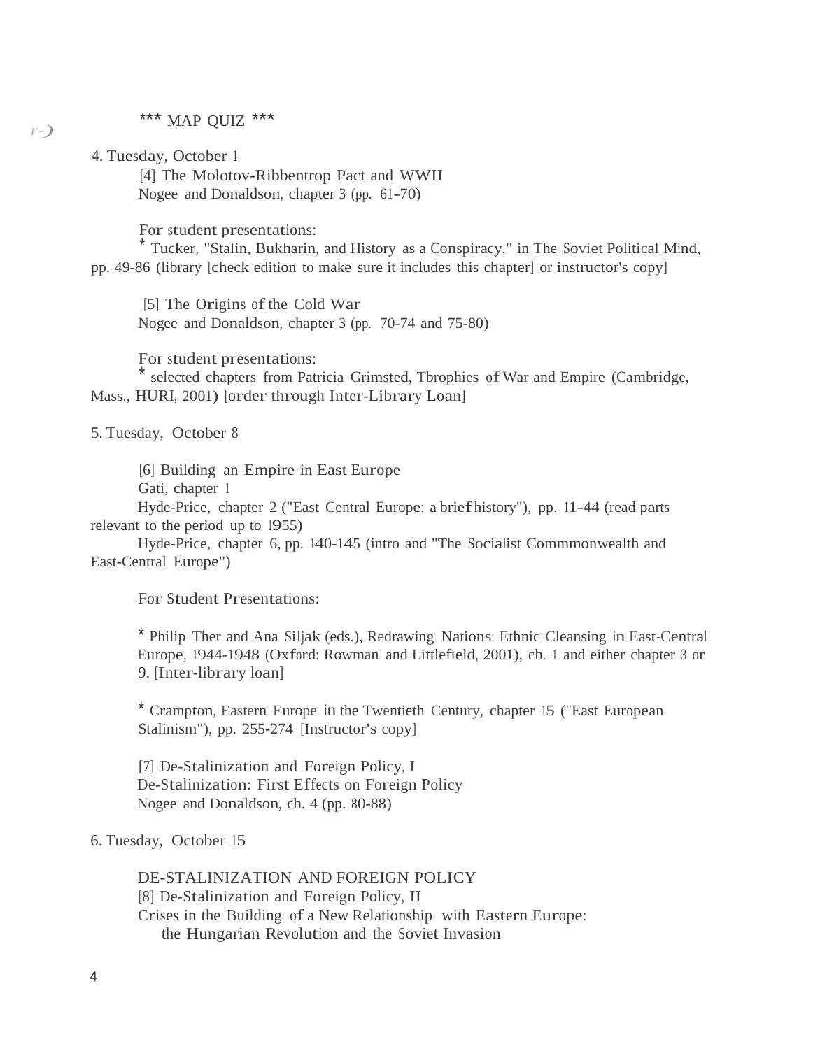*** MAP QUIZ ***

4. Tuesday, October 1

[4] The Molotov-Ribbentrop Pact and WWII
Nogee and Donaldson, chapter 3 (pp. 61-70)

For student presentations:
* Tucker, "Stalin, Bukharin, and History as a Conspiracy," in The Soviet Political Mind, pp. 49-86 (library [check edition to make sure it includes this chapter] or instructor's copy]

[5] The Origins of the Cold War
Nogee and Donaldson, chapter 3 (pp. 70-74 and 75-80)

For student presentations:
* selected chapters from Patricia Grimsted, Tbrophies of War and Empire (Cambridge, Mass., HURI, 2001) [order through Inter-Library Loan]

5. Tuesday, October 8

[6] Building an Empire in East Europe
Gati, chapter 1
Hyde-Price, chapter 2 ("East Central Europe: a brief history"), pp. 11-44 (read parts relevant to the period up to 1955)
Hyde-Price, chapter 6, pp. 140-145 (intro and "The Socialist Commmonwealth and East-Central Europe")

For Student Presentations:

* Philip Ther and Ana Siljak (eds.), Redrawing Nations: Ethnic Cleansing in East-Central Europe, 1944-1948 (Oxford: Rowman and Littlefield, 2001), ch. 1 and either chapter 3 or 9. [Inter-library loan]

* Crampton, Eastern Europe in the Twentieth Century, chapter 15 ("East European Stalinism"), pp. 255-274 [Instructor's copy]

[7] De-Stalinization and Foreign Policy, I
De-Stalinization: First Effects on Foreign Policy
Nogee and Donaldson, ch. 4 (pp. 80-88)

6. Tuesday, October 15

DE-STALINIZATION AND FOREIGN POLICY
[8] De-Stalinization and Foreign Policy, II
Crises in the Building of a New Relationship with Eastern Europe:
the Hungarian Revolution and the Soviet Invasion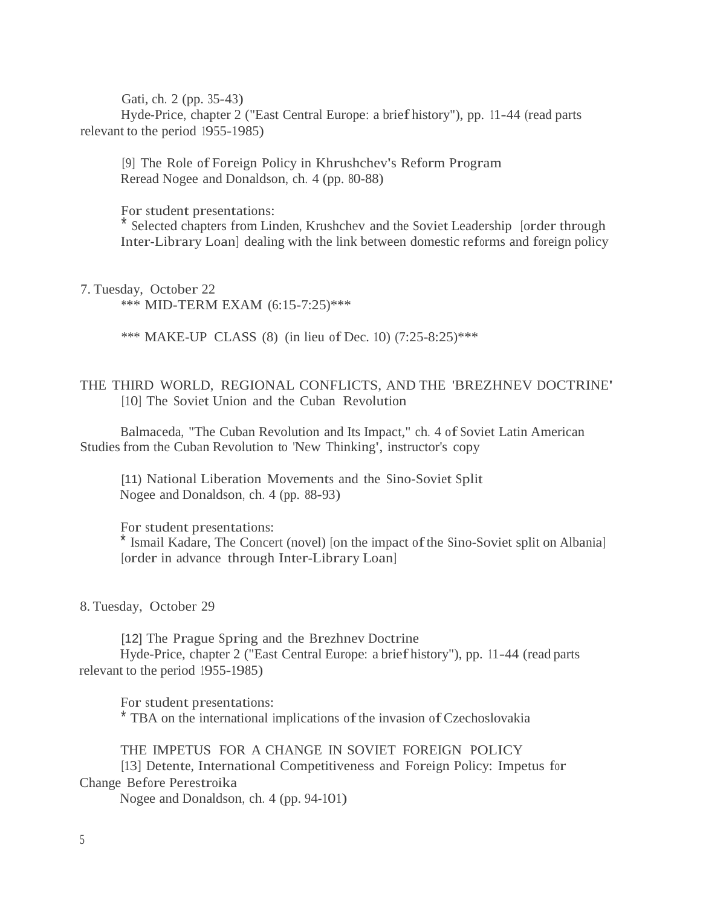Gati, ch. 2 (pp. 35-43)

Hyde-Price, chapter 2 ("East Central Europe: a brief history"), pp. 11-44 (read parts relevant to the period 1955-1985)

[9] The Role of Foreign Policy in Khrushchev's Reform Program

Reread Nogee and Donaldson, ch. 4 (pp. 80-88)

For student presentations:

* Selected chapters from Linden, Krushchev and the Soviet Leadership [order through Inter-Library Loan] dealing with the link between domestic reforms and foreign policy

7. Tuesday, October 22

*** MID-TERM EXAM (6:15-7:25)***

*** MAKE-UP CLASS (8) (in lieu of Dec. 10) (7:25-8:25)***

THE THIRD WORLD, REGIONAL CONFLICTS, AND THE 'BREZHNEV DOCTRINE'

[10] The Soviet Union and the Cuban Revolution

Balmaceda, "The Cuban Revolution and Its Impact," ch. 4 of Soviet Latin American Studies from the Cuban Revolution to 'New Thinking', instructor's copy

[11) National Liberation Movements and the Sino-Soviet Split

Nogee and Donaldson, ch. 4 (pp. 88-93)

For student presentations:

* Ismail Kadare, The Concert (novel) [on the impact of the Sino-Soviet split on Albania] [order in advance through Inter-Library Loan]

8. Tuesday, October 29

[12] The Prague Spring and the Brezhnev Doctrine

Hyde-Price, chapter 2 ("East Central Europe: a brief history"), pp. 11-44 (read parts relevant to the period 1955-1985)

For student presentations:

* TBA on the international implications of the invasion of Czechoslovakia

THE IMPETUS FOR A CHANGE IN SOVIET FOREIGN POLICY

[13] Detente, International Competitiveness and Foreign Policy: Impetus for Change Before Perestroika

Nogee and Donaldson, ch. 4 (pp. 94-101)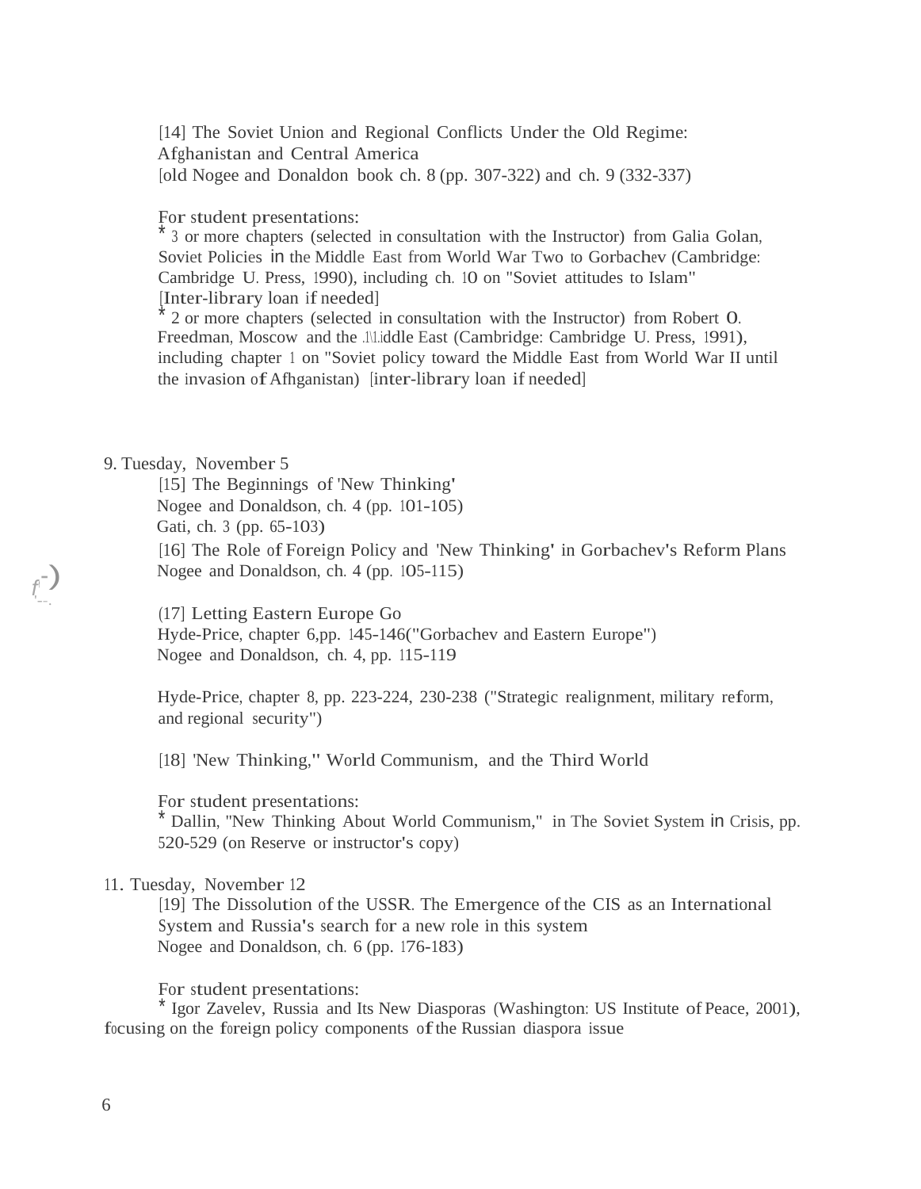[14] The Soviet Union and Regional Conflicts Under the Old Regime: Afghanistan and Central America
[old Nogee and Donaldon book ch. 8 (pp. 307-322) and ch. 9 (332-337)

For student presentations:
* 3 or more chapters (selected in consultation with the Instructor) from Galia Golan, Soviet Policies in the Middle East from World War Two to Gorbachev (Cambridge: Cambridge U. Press, 1990), including ch. 10 on "Soviet attitudes to Islam" [Inter-library loan if needed]
* 2 or more chapters (selected in consultation with the Instructor) from Robert O. Freedman, Moscow and the Middle East (Cambridge: Cambridge U. Press, 1991), including chapter 1 on "Soviet policy toward the Middle East from World War II until the invasion of Afhganistan) [inter-library loan if needed]

9. Tuesday, November 5

[15] The Beginnings of 'New Thinking'
Nogee and Donaldson, ch. 4 (pp. 101-105)
Gati, ch. 3 (pp. 65-103)

[16] The Role of Foreign Policy and 'New Thinking' in Gorbachev's Reform Plans
Nogee and Donaldson, ch. 4 (pp. 105-115)

(17] Letting Eastern Europe Go
Hyde-Price, chapter 6,pp. 145-146("Gorbachev and Eastern Europe")
Nogee and Donaldson, ch. 4, pp. 115-119

Hyde-Price, chapter 8, pp. 223-224, 230-238 ("Strategic realignment, military reform, and regional security")

[18] 'New Thinking," World Communism, and the Third World

For student presentations:
* Dallin, "New Thinking About World Communism," in The Soviet System in Crisis, pp. 520-529 (on Reserve or instructor's copy)

11. Tuesday, November 12

[19] The Dissolution of the USSR. The Emergence of the CIS as an International System and Russia's search for a new role in this system
Nogee and Donaldson, ch. 6 (pp. 176-183)

For student presentations:
* Igor Zavelev, Russia and Its New Diasporas (Washington: US Institute of Peace, 2001), focusing on the foreign policy components of the Russian diaspora issue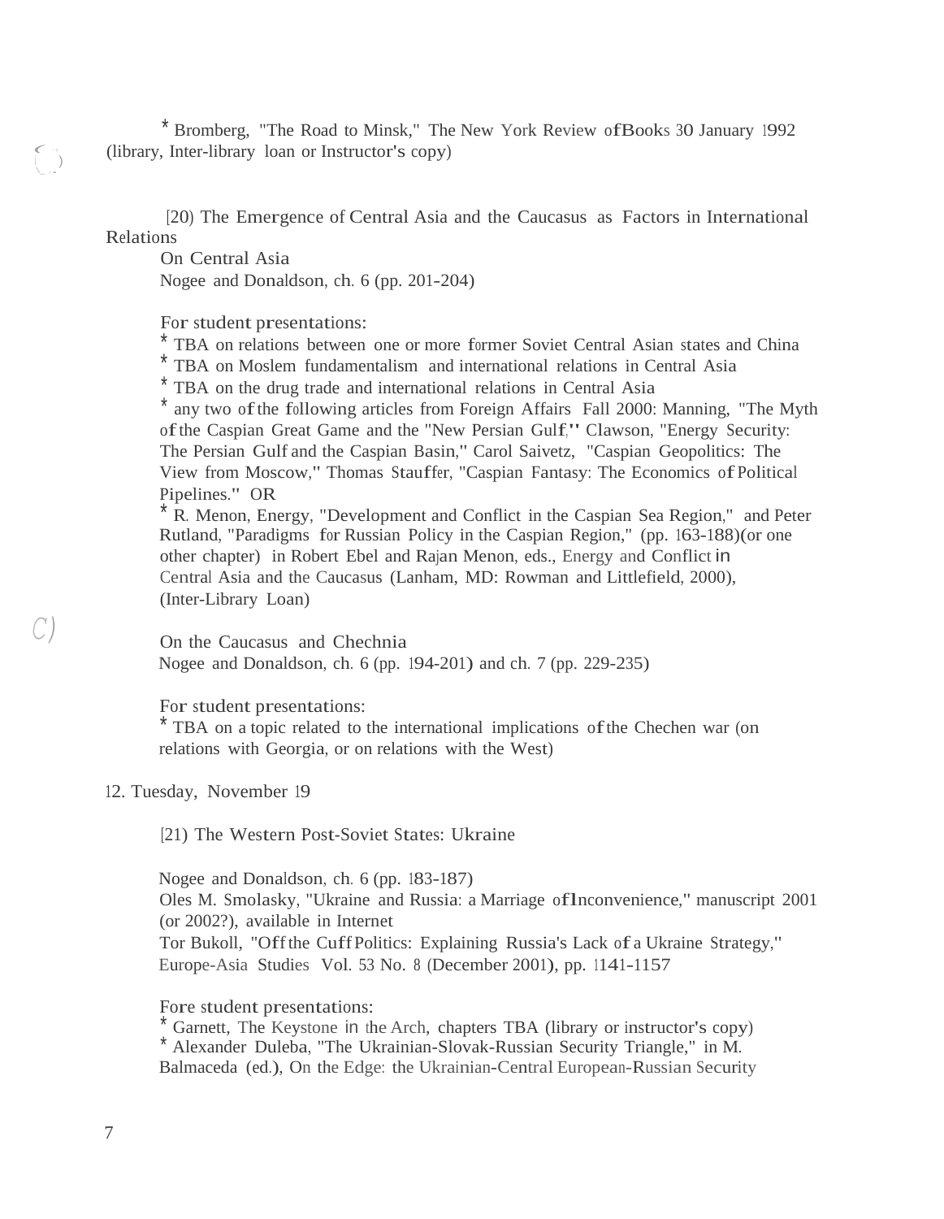* Bromberg, "The Road to Minsk," The New York Review of Books 30 January 1992 (library, Inter-library loan or Instructor's copy)

[20] The Emergence of Central Asia and the Caucasus as Factors in International Relations

On Central Asia

Nogee and Donaldson, ch. 6 (pp. 201-204)

For student presentations:

* TBA on relations between one or more former Soviet Central Asian states and China
* TBA on Moslem fundamentalism and international relations in Central Asia
* TBA on the drug trade and international relations in Central Asia
* any two of the following articles from Foreign Affairs Fall 2000: Manning, "The Myth of the Caspian Great Game and the "New Persian Gulf," Clawson, "Energy Security: The Persian Gulf and the Caspian Basin," Carol Saivetz, "Caspian Geopolitics: The View from Moscow," Thomas Stauffer, "Caspian Fantasy: The Economics of Political Pipelines." OR
* R. Menon, Energy, "Development and Conflict in the Caspian Sea Region," and Peter Rutland, "Paradigms for Russian Policy in the Caspian Region," (pp. 163-188)(or one other chapter) in Robert Ebel and Rajan Menon, eds., Energy and Conflict in Central Asia and the Caucasus (Lanham, MD: Rowman and Littlefield, 2000), (Inter-Library Loan)

On the Caucasus and Chechnia

Nogee and Donaldson, ch. 6 (pp. 194-201) and ch. 7 (pp. 229-235)

For student presentations:

* TBA on a topic related to the international implications of the Chechen war (on relations with Georgia, or on relations with the West)

12. Tuesday, November 19

[21] The Western Post-Soviet States: Ukraine

Nogee and Donaldson, ch. 6 (pp. 183-187)

Oles M. Smolasky, "Ukraine and Russia: a Marriage of Inconvenience," manuscript 2001 (or 2002?), available in Internet

Tor Bukoll, "Off the Cuff Politics: Explaining Russia's Lack of a Ukraine Strategy," Europe-Asia Studies Vol. 53 No. 8 (December 2001), pp. 1141-1157

Fore student presentations:

* Garnett, The Keystone in the Arch, chapters TBA (library or instructor's copy)
* Alexander Duleba, "The Ukrainian-Slovak-Russian Security Triangle," in M. Balmaceda (ed.), On the Edge: the Ukrainian-Central European-Russian Security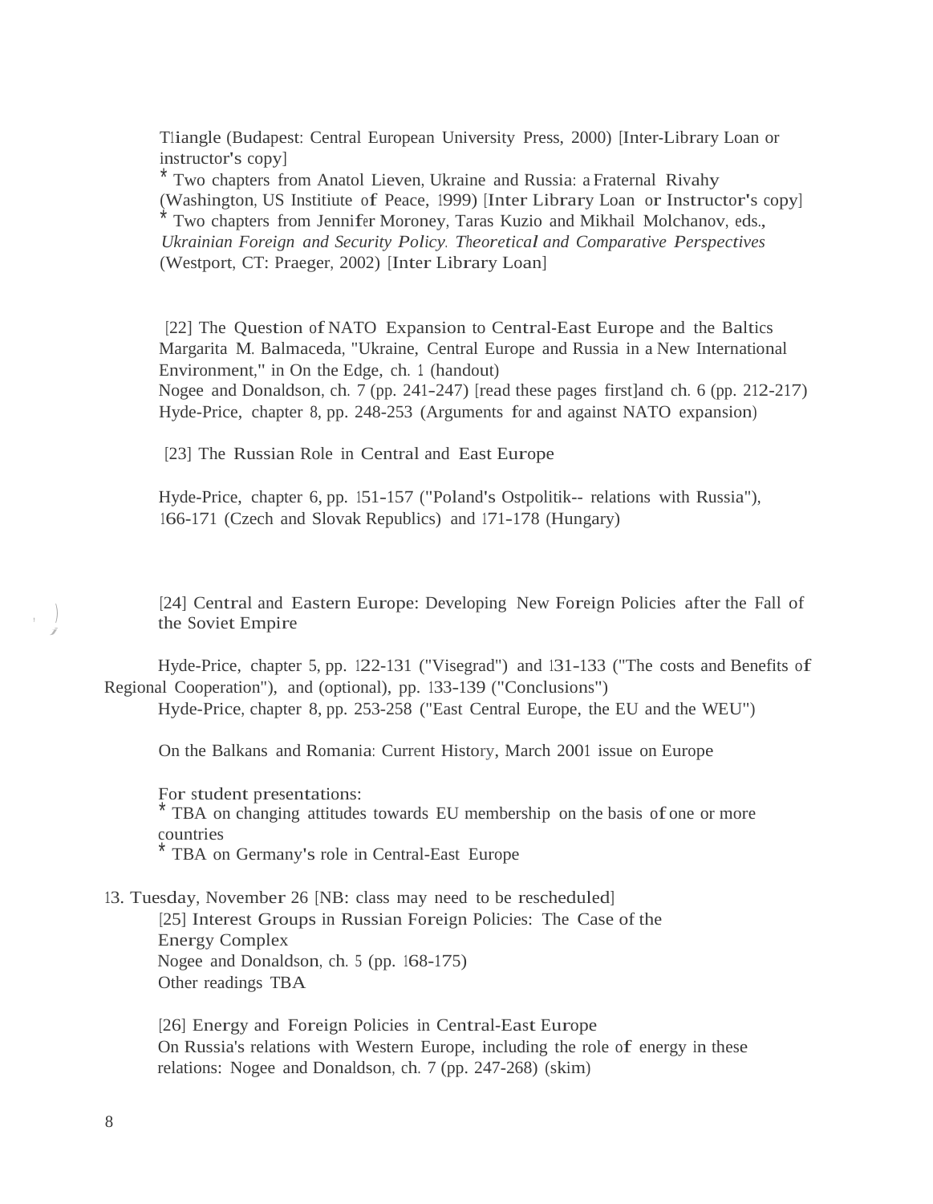Tliangle (Budapest: Central European University Press, 2000) [Inter-Library Loan or instructor's copy]
* Two chapters from Anatol Lieven, Ukraine and Russia: a Fraternal Rivahy (Washington, US Institiute of Peace, 1999) [Inter Library Loan or Instructor's copy]
* Two chapters from Jennifer Moroney, Taras Kuzio and Mikhail Molchanov, eds., *Ukrainian Foreign and Security Policy. Theoretical and Comparative Perspectives* (Westport, CT: Praeger, 2002) [Inter Library Loan]

[22] The Question of NATO Expansion to Central-East Europe and the Baltics
Margarita M. Balmaceda, "Ukraine, Central Europe and Russia in a New International Environment," in On the Edge, ch. 1 (handout)
Nogee and Donaldson, ch. 7 (pp. 241-247) [read these pages first]and ch. 6 (pp. 212-217)
Hyde-Price, chapter 8, pp. 248-253 (Arguments for and against NATO expansion)

[23] The Russian Role in Central and East Europe

Hyde-Price, chapter 6, pp. 151-157 ("Poland's Ostpolitik-- relations with Russia"), 166-171 (Czech and Slovak Republics) and 171-178 (Hungary)

[24] Central and Eastern Europe: Developing New Foreign Policies after the Fall of the Soviet Empire

Hyde-Price, chapter 5, pp. 122-131 ("Visegrad") and 131-133 ("The costs and Benefits of Regional Cooperation"), and (optional), pp. 133-139 ("Conclusions")
Hyde-Price, chapter 8, pp. 253-258 ("East Central Europe, the EU and the WEU")

On the Balkans and Romania: Current History, March 2001 issue on Europe

For student presentations:
* TBA on changing attitudes towards EU membership on the basis of one or more countries
* TBA on Germany's role in Central-East Europe

13. Tuesday, November 26 [NB: class may need to be rescheduled]
[25] Interest Groups in Russian Foreign Policies: The Case of the Energy Complex
Nogee and Donaldson, ch. 5 (pp. 168-175)
Other readings TBA

[26] Energy and Foreign Policies in Central-East Europe
On Russia's relations with Western Europe, including the role of energy in these relations: Nogee and Donaldson, ch. 7 (pp. 247-268) (skim)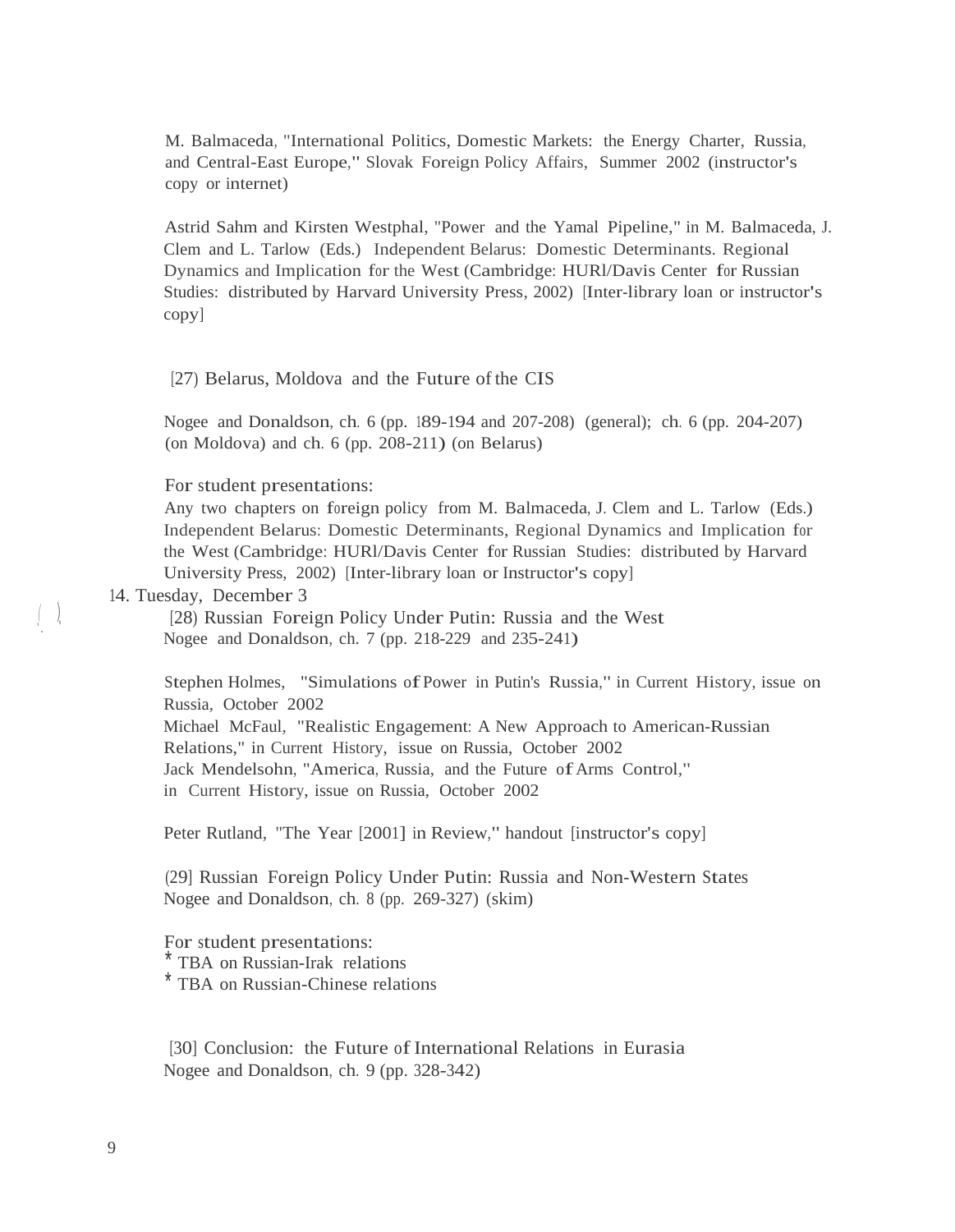M. Balmaceda, "International Politics, Domestic Markets: the Energy Charter, Russia, and Central-East Europe," Slovak Foreign Policy Affairs, Summer 2002 (instructor's copy or internet)

Astrid Sahm and Kirsten Westphal, "Power and the Yamal Pipeline," in M. Balmaceda, J. Clem and L. Tarlow (Eds.) Independent Belarus: Domestic Determinants. Regional Dynamics and Implication for the West (Cambridge: HURl/Davis Center for Russian Studies: distributed by Harvard University Press, 2002) [Inter-library loan or instructor's copy]

[27) Belarus, Moldova and the Future of the CIS

Nogee and Donaldson, ch. 6 (pp. 189-194 and 207-208) (general); ch. 6 (pp. 204-207) (on Moldova) and ch. 6 (pp. 208-211) (on Belarus)

For student presentations:
Any two chapters on foreign policy from M. Balmaceda, J. Clem and L. Tarlow (Eds.) Independent Belarus: Domestic Determinants, Regional Dynamics and Implication for the West (Cambridge: HURl/Davis Center for Russian Studies: distributed by Harvard University Press, 2002) [Inter-library loan or Instructor's copy]

14. Tuesday, December 3

[28) Russian Foreign Policy Under Putin: Russia and the West
Nogee and Donaldson, ch. 7 (pp. 218-229 and 235-241)

Stephen Holmes, "Simulations of Power in Putin's Russia," in Current History, issue on Russia, October 2002
Michael McFaul, "Realistic Engagement: A New Approach to American-Russian Relations," in Current History, issue on Russia, October 2002
Jack Mendelsohn, "America, Russia, and the Future of Arms Control," in Current History, issue on Russia, October 2002

Peter Rutland, "The Year [2001] in Review," handout [instructor's copy]

(29] Russian Foreign Policy Under Putin: Russia and Non-Western States
Nogee and Donaldson, ch. 8 (pp. 269-327) (skim)

For student presentations:
* TBA on Russian-Irak relations
* TBA on Russian-Chinese relations

[30] Conclusion: the Future of International Relations in Eurasia
Nogee and Donaldson, ch. 9 (pp. 328-342)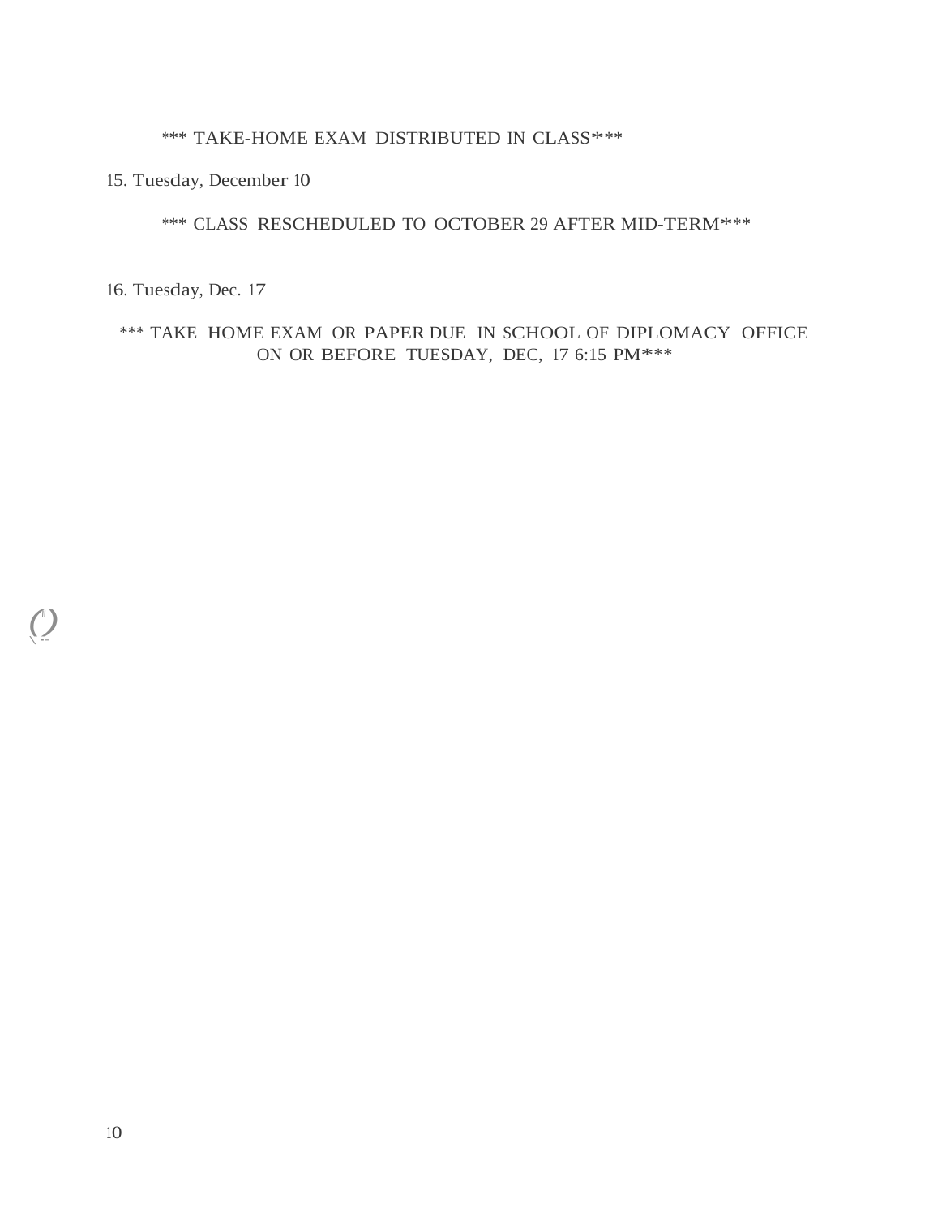*** TAKE-HOME EXAM DISTRIBUTED IN CLASS***

15. Tuesday, December 10

*** CLASS RESCHEDULED TO OCTOBER 29 AFTER MID-TERM***

16. Tuesday, Dec. 17

*** TAKE HOME EXAM OR PAPER DUE IN SCHOOL OF DIPLOMACY OFFICE ON OR BEFORE TUESDAY, DEC, 17 6:15 PM***